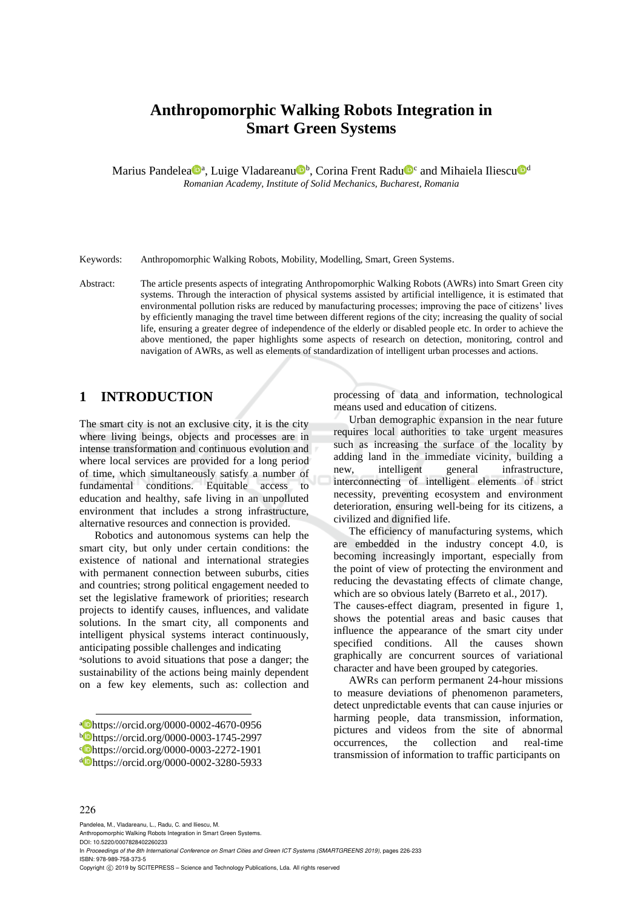# Anthropomorphic Walking Robots Integration in Smart Green Systems

Marius Pandelea[a], Luige Vladareanu[b], Corina Frent Radu[c] and Mihaiela Iliescu[d]

*Romanian Academy, Institute of Solid Mechanics, Bucharest, Romania*

Keywords: Anthropomorphic Walking Robots, Mobility, Modelling, Smart, Green Systems.

Abstract: The article presents aspects of integrating Anthropomorphic Walking Robots (AWRs) into Smart Green city systems. Through the interaction of physical systems assisted by artificial intelligence, it is estimated that environmental pollution risks are reduced by manufacturing processes; improving the pace of citizens' lives by efficiently managing the travel time between different regions of the city; increasing the quality of social life, ensuring a greater degree of independence of the elderly or disabled people etc. In order to achieve the above mentioned, the paper highlights some aspects of research on detection, monitoring, control and navigation of AWRs, as well as elements of standardization of intelligent urban processes and actions.

## 1 INTRODUCTION

The smart city is not an exclusive city, it is the city where living beings, objects and processes are in intense transformation and continuous evolution and where local services are provided for a long period of time, which simultaneously satisfy a number of fundamental conditions. Equitable access to education and healthy, safe living in an unpolluted environment that includes a strong infrastructure, alternative resources and connection is provided.

Robotics and autonomous systems can help the smart city, but only under certain conditions: the existence of national and international strategies with permanent connection between suburbs, cities and countries; strong political engagement needed to set the legislative framework of priorities; research projects to identify causes, influences, and validate solutions. In the smart city, all components and intelligent physical systems interact continuously, anticipating possible challenges and indicating solutions to avoid situations that pose a danger; the sustainability of the actions being mainly dependent on a few key elements, such as: collection and processing of data and information, technological means used and education of citizens.

Urban demographic expansion in the near future requires local authorities to take urgent measures such as increasing the surface of the locality by adding land in the immediate vicinity, building a new, intelligent general infrastructure, interconnecting of intelligent elements of strict necessity, preventing ecosystem and environment deterioration, ensuring well-being for its citizens, a civilized and dignified life.

The efficiency of manufacturing systems, which are embedded in the industry concept 4.0, is becoming increasingly important, especially from the point of view of protecting the environment and reducing the devastating effects of climate change, which are so obvious lately (Barreto et al., 2017).

The causes-effect diagram, presented in figure 1, shows the potential areas and basic causes that influence the appearance of the smart city under specified conditions. All the causes shown graphically are concurrent sources of variational character and have been grouped by categories.

AWRs can perform permanent 24-hour missions to measure deviations of phenomenon parameters, detect unpredictable events that can cause injuries or harming people, data transmission, information, pictures and videos from the site of abnormal occurrences, the collection and real-time transmission of information to traffic participants on

[a] https://orcid.org/0000-0002-4670-0956
[b] https://orcid.org/0000-0003-1745-2997
[c] https://orcid.org/0000-0003-2272-1901
[d] https://orcid.org/0000-0002-3280-5933

Pandelea, M., Vladareanu, L., Radu, C. and Iliescu, M.
Anthropomorphic Walking Robots Integration in Smart Green Systems.
DOI: 10.5220/0007828402260233
In *Proceedings of the 8th International Conference on Smart Cities and Green ICT Systems (SMARTGREENS 2019)*, pages 226-233
ISBN: 978-989-758-373-5
Copyright © 2019 by SCITEPRESS – Science and Technology Publications, Lda. All rights reserved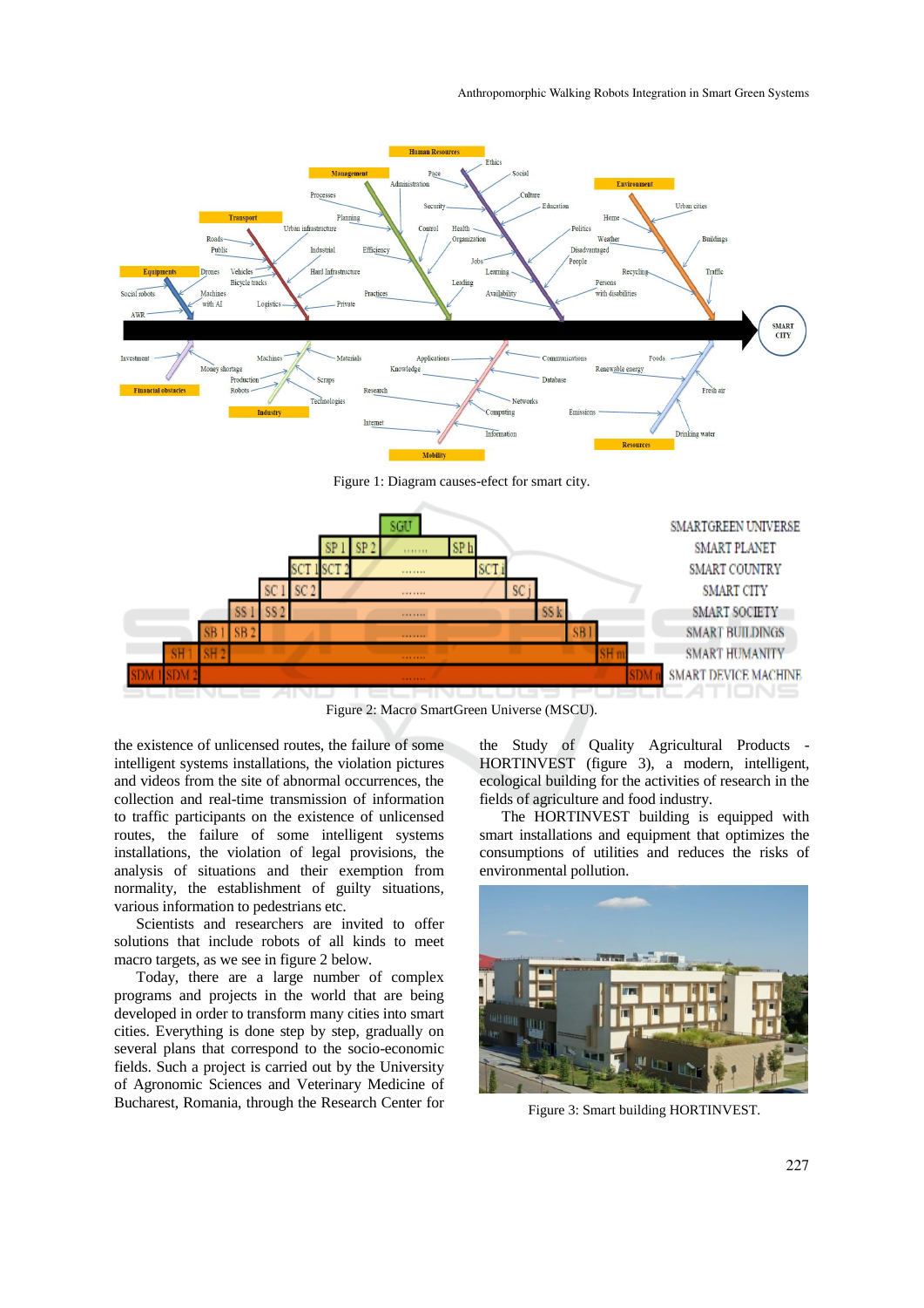Figure 1: Diagram causes-efect for smart city.

Figure 2: Macro SmartGreen Universe (MSCU).

the existence of unlicensed routes, the failure of some intelligent systems installations, the violation pictures and videos from the site of abnormal occurrences, the collection and real-time transmission of information to traffic participants on the existence of unlicensed routes, the failure of some intelligent systems installations, the violation of legal provisions, the analysis of situations and their exemption from normality, the establishment of guilty situations, various information to pedestrians etc.

Scientists and researchers are invited to offer solutions that include robots of all kinds to meet macro targets, as we see in figure 2 below.

Today, there are a large number of complex programs and projects in the world that are being developed in order to transform many cities into smart cities. Everything is done step by step, gradually on several plans that correspond to the socio-economic fields. Such a project is carried out by the University of Agronomic Sciences and Veterinary Medicine of Bucharest, Romania, through the Research Center for the Study of Quality Agricultural Products - HORTINVEST (figure 3), a modern, intelligent, ecological building for the activities of research in the fields of agriculture and food industry.

The HORTINVEST building is equipped with smart installations and equipment that optimizes the consumptions of utilities and reduces the risks of environmental pollution.

Figure 3: Smart building HORTINVEST.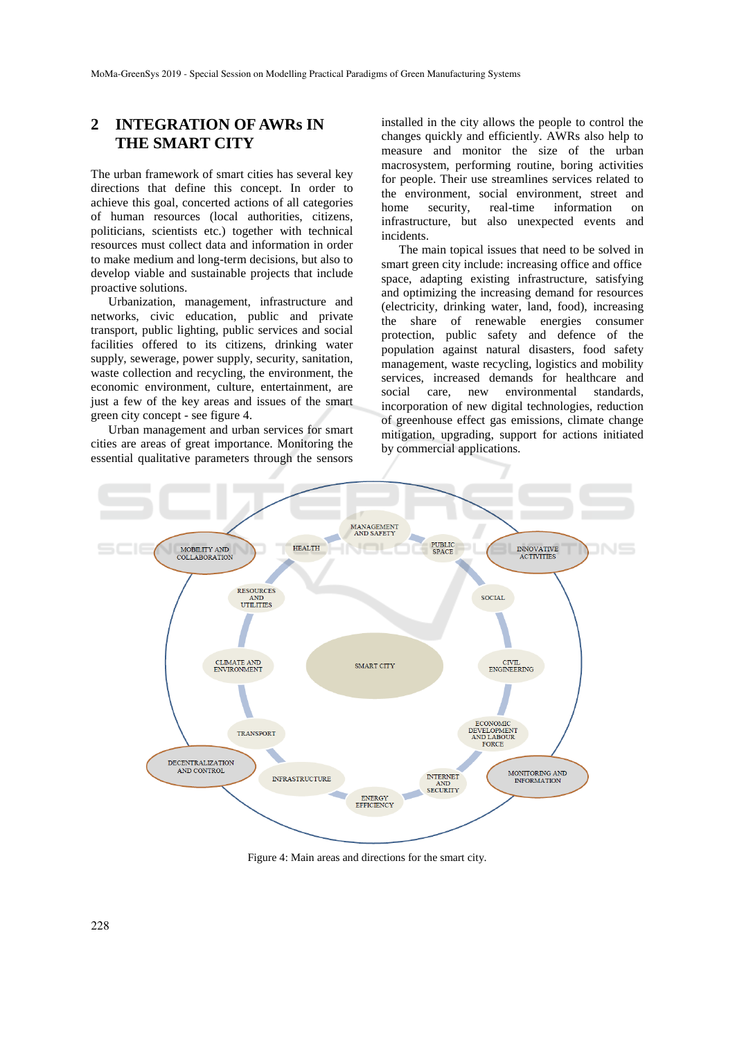## 2 INTEGRATION OF AWRs IN THE SMART CITY

The urban framework of smart cities has several key directions that define this concept. In order to achieve this goal, concerted actions of all categories of human resources (local authorities, citizens, politicians, scientists etc.) together with technical resources must collect data and information in order to make medium and long-term decisions, but also to develop viable and sustainable projects that include proactive solutions.

Urbanization, management, infrastructure and networks, civic education, public and private transport, public lighting, public services and social facilities offered to its citizens, drinking water supply, sewerage, power supply, security, sanitation, waste collection and recycling, the environment, the economic environment, culture, entertainment, are just a few of the key areas and issues of the smart green city concept - see figure 4.

Urban management and urban services for smart cities are areas of great importance. Monitoring the essential qualitative parameters through the sensors installed in the city allows the people to control the changes quickly and efficiently. AWRs also help to measure and monitor the size of the urban macrosystem, performing routine, boring activities for people. Their use streamlines services related to the environment, social environment, street and home security, real-time information on infrastructure, but also unexpected events and incidents.

The main topical issues that need to be solved in smart green city include: increasing office and office space, adapting existing infrastructure, satisfying and optimizing the increasing demand for resources (electricity, drinking water, land, food), increasing the share of renewable energies consumer protection, public safety and defence of the population against natural disasters, food safety management, waste recycling, logistics and mobility services, increased demands for healthcare and social care, new environmental standards, incorporation of new digital technologies, reduction of greenhouse effect gas emissions, climate change mitigation, upgrading, support for actions initiated by commercial applications.

Figure 4: Main areas and directions for the smart city.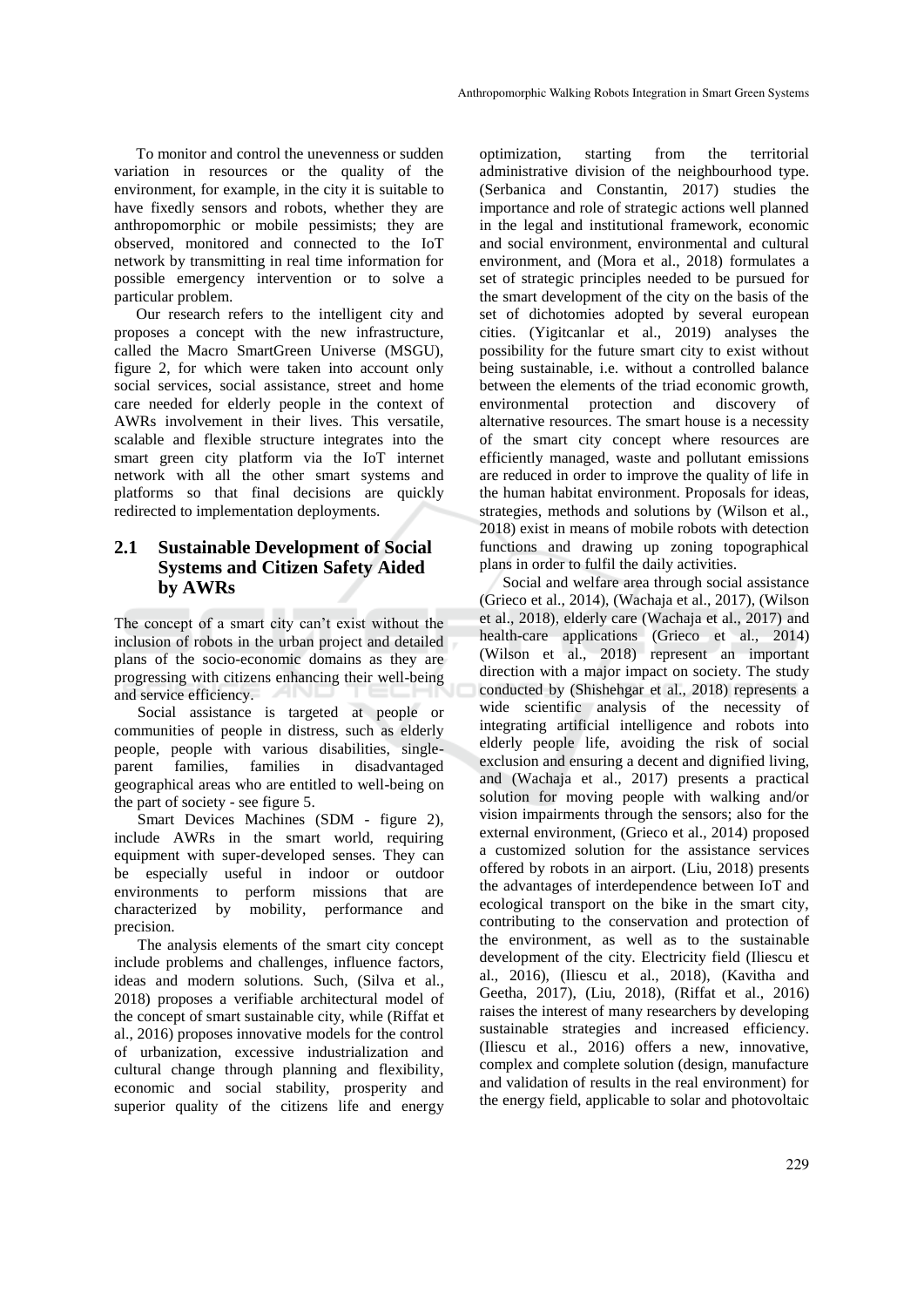To monitor and control the unevenness or sudden variation in resources or the quality of the environment, for example, in the city it is suitable to have fixedly sensors and robots, whether they are anthropomorphic or mobile pessimists; they are observed, monitored and connected to the IoT network by transmitting in real time information for possible emergency intervention or to solve a particular problem.

Our research refers to the intelligent city and proposes a concept with the new infrastructure, called the Macro SmartGreen Universe (MSGU), figure 2, for which were taken into account only social services, social assistance, street and home care needed for elderly people in the context of AWRs involvement in their lives. This versatile, scalable and flexible structure integrates into the smart green city platform via the IoT internet network with all the other smart systems and platforms so that final decisions are quickly redirected to implementation deployments.

## 2.1 Sustainable Development of Social Systems and Citizen Safety Aided by AWRs

The concept of a smart city can't exist without the inclusion of robots in the urban project and detailed plans of the socio-economic domains as they are progressing with citizens enhancing their well-being and service efficiency.

Social assistance is targeted at people or communities of people in distress, such as elderly people, people with various disabilities, single-parent families, families in disadvantaged geographical areas who are entitled to well-being on the part of society - see figure 5.

Smart Devices Machines (SDM - figure 2), include AWRs in the smart world, requiring equipment with super-developed senses. They can be especially useful in indoor or outdoor environments to perform missions that are characterized by mobility, performance and precision.

The analysis elements of the smart city concept include problems and challenges, influence factors, ideas and modern solutions. Such, (Silva et al., 2018) proposes a verifiable architectural model of the concept of smart sustainable city, while (Riffat et al., 2016) proposes innovative models for the control of urbanization, excessive industrialization and cultural change through planning and flexibility, economic and social stability, prosperity and superior quality of the citizens life and energy optimization, starting from the territorial administrative division of the neighbourhood type. (Serbanica and Constantin, 2017) studies the importance and role of strategic actions well planned in the legal and institutional framework, economic and social environment, environmental and cultural environment, and (Mora et al., 2018) formulates a set of strategic principles needed to be pursued for the smart development of the city on the basis of the set of dichotomies adopted by several european cities. (Yigitcanlar et al., 2019) analyses the possibility for the future smart city to exist without being sustainable, i.e. without a controlled balance between the elements of the triad economic growth, environmental protection and discovery of alternative resources. The smart house is a necessity of the smart city concept where resources are efficiently managed, waste and pollutant emissions are reduced in order to improve the quality of life in the human habitat environment. Proposals for ideas, strategies, methods and solutions by (Wilson et al., 2018) exist in means of mobile robots with detection functions and drawing up zoning topographical plans in order to fulfil the daily activities.

Social and welfare area through social assistance (Grieco et al., 2014), (Wachaja et al., 2017), (Wilson et al., 2018), elderly care (Wachaja et al., 2017) and health-care applications (Grieco et al., 2014) (Wilson et al., 2018) represent an important direction with a major impact on society. The study conducted by (Shishehgar et al., 2018) represents a wide scientific analysis of the necessity of integrating artificial intelligence and robots into elderly people life, avoiding the risk of social exclusion and ensuring a decent and dignified living, and (Wachaja et al., 2017) presents a practical solution for moving people with walking and/or vision impairments through the sensors; also for the external environment, (Grieco et al., 2014) proposed a customized solution for the assistance services offered by robots in an airport. (Liu, 2018) presents the advantages of interdependence between IoT and ecological transport on the bike in the smart city, contributing to the conservation and protection of the environment, as well as to the sustainable development of the city. Electricity field (Iliescu et al., 2016), (Iliescu et al., 2018), (Kavitha and Geetha, 2017), (Liu, 2018), (Riffat et al., 2016) raises the interest of many researchers by developing sustainable strategies and increased efficiency. (Iliescu et al., 2016) offers a new, innovative, complex and complete solution (design, manufacture and validation of results in the real environment) for the energy field, applicable to solar and photovoltaic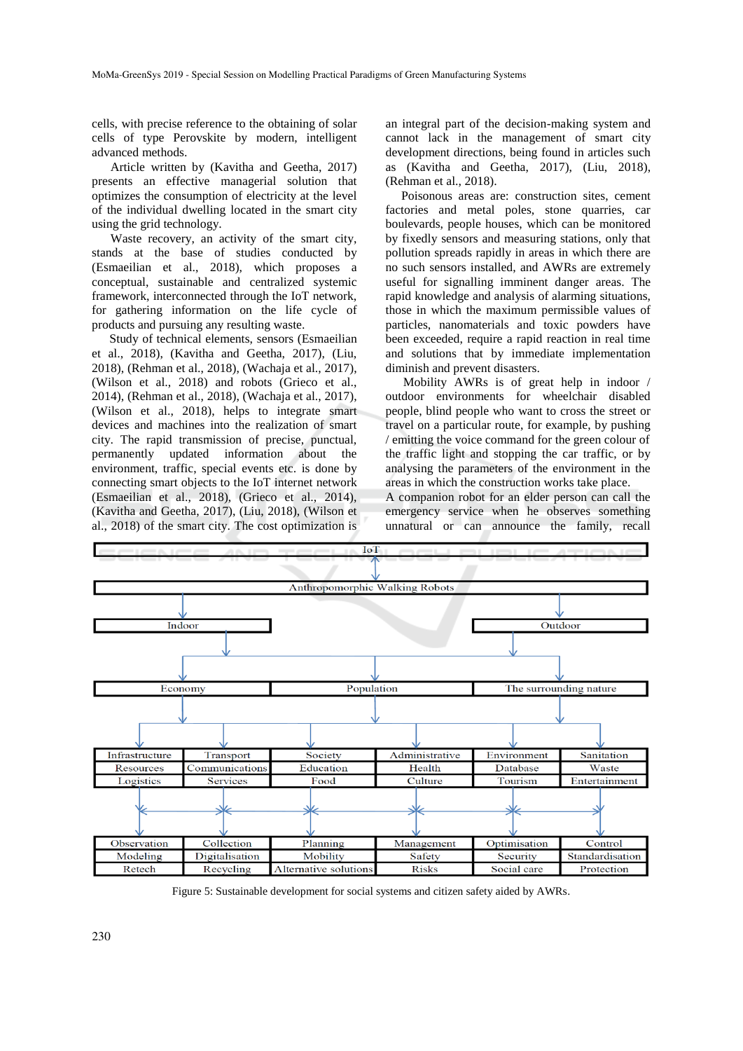cells, with precise reference to the obtaining of solar cells of type Perovskite by modern, intelligent advanced methods.

Article written by (Kavitha and Geetha, 2017) presents an effective managerial solution that optimizes the consumption of electricity at the level of the individual dwelling located in the smart city using the grid technology.

Waste recovery, an activity of the smart city, stands at the base of studies conducted by (Esmaeilian et al., 2018), which proposes a conceptual, sustainable and centralized systemic framework, interconnected through the IoT network, for gathering information on the life cycle of products and pursuing any resulting waste.

Study of technical elements, sensors (Esmaeilian et al., 2018), (Kavitha and Geetha, 2017), (Liu, 2018), (Rehman et al., 2018), (Wachaja et al., 2017), (Wilson et al., 2018) and robots (Grieco et al., 2014), (Rehman et al., 2018), (Wachaja et al., 2017), (Wilson et al., 2018), helps to integrate smart devices and machines into the realization of smart city. The rapid transmission of precise, punctual, permanently updated information about the environment, traffic, special events etc. is done by connecting smart objects to the IoT internet network (Esmaeilian et al., 2018), (Grieco et al., 2014), (Kavitha and Geetha, 2017), (Liu, 2018), (Wilson et al., 2018) of the smart city. The cost optimization is an integral part of the decision-making system and cannot lack in the management of smart city development directions, being found in articles such as (Kavitha and Geetha, 2017), (Liu, 2018), (Rehman et al., 2018).

Poisonous areas are: construction sites, cement factories and metal poles, stone quarries, car boulevards, people houses, which can be monitored by fixedly sensors and measuring stations, only that pollution spreads rapidly in areas in which there are no such sensors installed, and AWRs are extremely useful for signalling imminent danger areas. The rapid knowledge and analysis of alarming situations, those in which the maximum permissible values of particles, nanomaterials and toxic powders have been exceeded, require a rapid reaction in real time and solutions that by immediate implementation diminish and prevent disasters.

Mobility AWRs is of great help in indoor / outdoor environments for wheelchair disabled people, blind people who want to cross the street or travel on a particular route, for example, by pushing / emitting the voice command for the green colour of the traffic light and stopping the car traffic, or by analysing the parameters of the environment in the areas in which the construction works take place.

A companion robot for an elder person can call the emergency service when he observes something unnatural or can announce the family, recall

| IoT | | | | | |
|---|---|---|---|---|---|
| Anthropomorphic Walking Robots | | | | | |
| Indoor | | | Outdoor | | |
| Economy | | Population | | The surrounding nature | |
| Infrastructure | Transport | Society | Administrative | Environment | Sanitation |
| Resources | Communications | Education | Health | Database | Waste |
| Logistics | Services | Food | Culture | Tourism | Entertainment |
| Observation | Collection | Planning | Management | Optimisation | Control |
| Modeling | Digitalisation | Mobility | Safety | Security | Standardisation |
| Retech | Recycling | Alternative solutions | Risks | Social care | Protection |

Figure 5: Sustainable development for social systems and citizen safety aided by AWRs.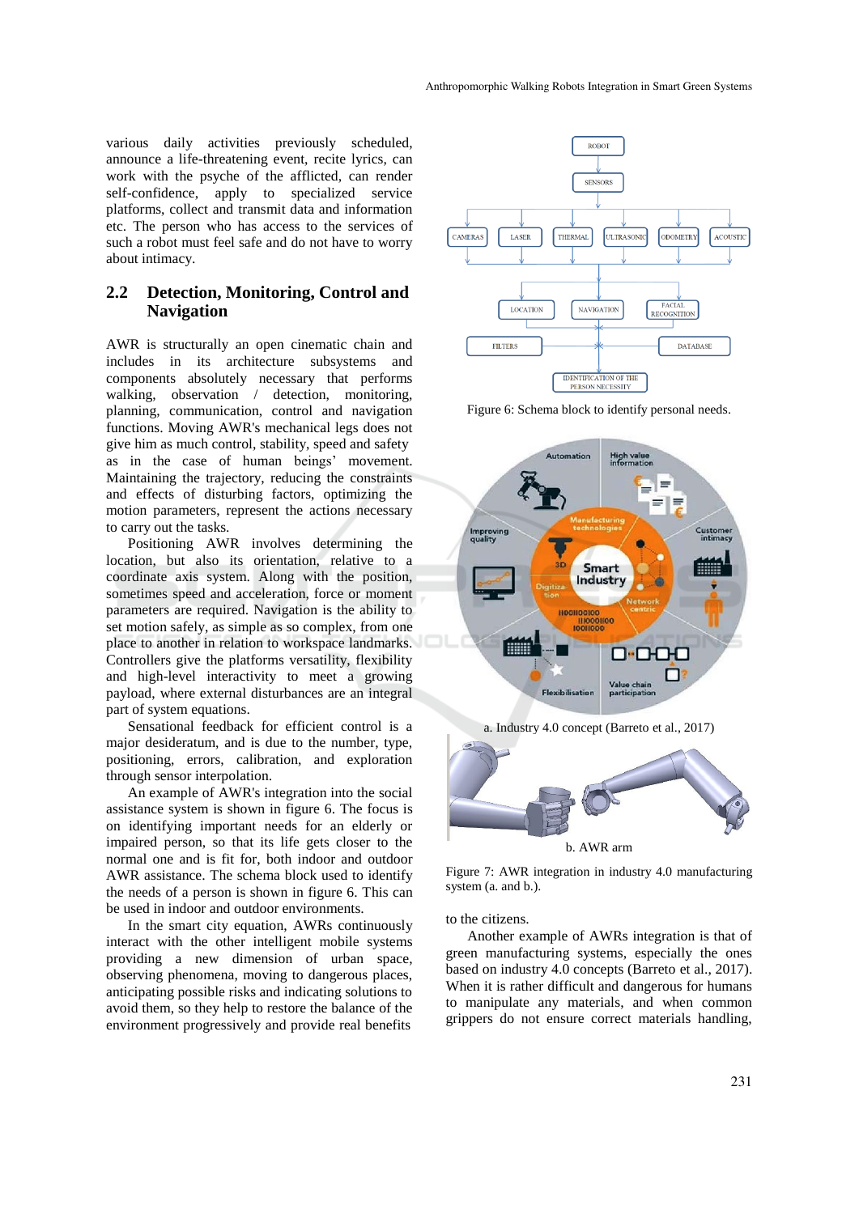various daily activities previously scheduled, announce a life-threatening event, recite lyrics, can work with the psyche of the afflicted, can render self-confidence, apply to specialized service platforms, collect and transmit data and information etc. The person who has access to the services of such a robot must feel safe and do not have to worry about intimacy.

## 2.2 Detection, Monitoring, Control and Navigation

AWR is structurally an open cinematic chain and includes in its architecture subsystems and components absolutely necessary that performs walking, observation / detection, monitoring, planning, communication, control and navigation functions. Moving AWR's mechanical legs does not give him as much control, stability, speed and safety as in the case of human beings' movement. Maintaining the trajectory, reducing the constraints and effects of disturbing factors, optimizing the motion parameters, represent the actions necessary to carry out the tasks.

Positioning AWR involves determining the location, but also its orientation, relative to a coordinate axis system. Along with the position, sometimes speed and acceleration, force or moment parameters are required. Navigation is the ability to set motion safely, as simple as so complex, from one place to another in relation to workspace landmarks. Controllers give the platforms versatility, flexibility and high-level interactivity to meet a growing payload, where external disturbances are an integral part of system equations.

Sensational feedback for efficient control is a major desideratum, and is due to the number, type, positioning, errors, calibration, and exploration through sensor interpolation.

An example of AWR's integration into the social assistance system is shown in figure 6. The focus is on identifying important needs for an elderly or impaired person, so that its life gets closer to the normal one and is fit for, both indoor and outdoor AWR assistance. The schema block used to identify the needs of a person is shown in figure 6. This can be used in indoor and outdoor environments.

In the smart city equation, AWRs continuously interact with the other intelligent mobile systems providing a new dimension of urban space, observing phenomena, moving to dangerous places, anticipating possible risks and indicating solutions to avoid them, so they help to restore the balance of the environment progressively and provide real benefits to the citizens.

Figure 6: Schema block to identify personal needs.

a. Industry 4.0 concept (Barreto et al., 2017)

b. AWR arm

Figure 7: AWR integration in industry 4.0 manufacturing system (a. and b.).

Another example of AWRs integration is that of green manufacturing systems, especially the ones based on industry 4.0 concepts (Barreto et al., 2017). When it is rather difficult and dangerous for humans to manipulate any materials, and when common grippers do not ensure correct materials handling,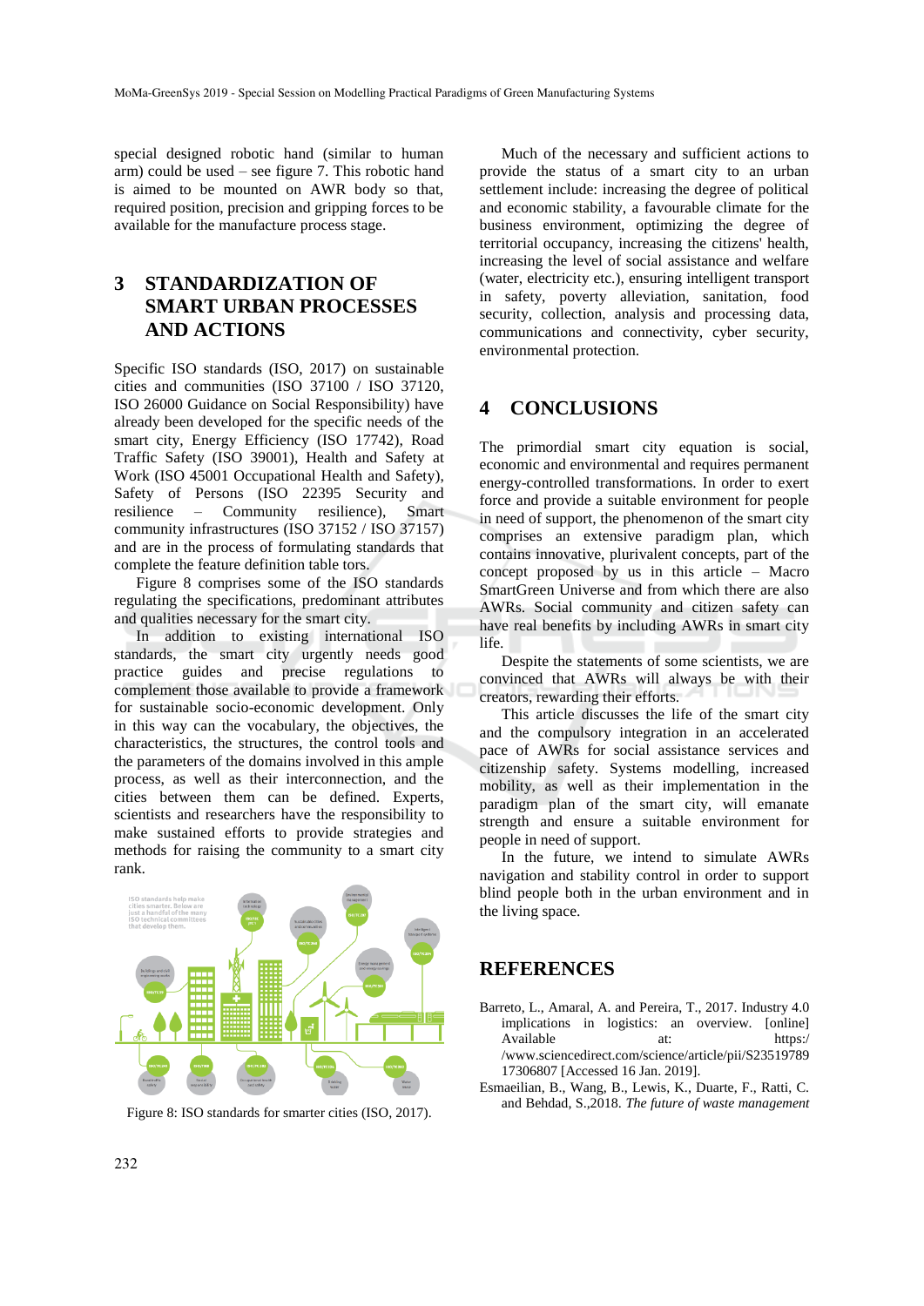special designed robotic hand (similar to human arm) could be used – see figure 7. This robotic hand is aimed to be mounted on AWR body so that, required position, precision and gripping forces to be available for the manufacture process stage.

## 3 STANDARDIZATION OF SMART URBAN PROCESSES AND ACTIONS

Specific ISO standards (ISO, 2017) on sustainable cities and communities (ISO 37100 / ISO 37120, ISO 26000 Guidance on Social Responsibility) have already been developed for the specific needs of the smart city, Energy Efficiency (ISO 17742), Road Traffic Safety (ISO 39001), Health and Safety at Work (ISO 45001 Occupational Health and Safety), Safety of Persons (ISO 22395 Security and resilience – Community resilience), Smart community infrastructures (ISO 37152 / ISO 37157) and are in the process of formulating standards that complete the feature definition table tors.

Figure 8 comprises some of the ISO standards regulating the specifications, predominant attributes and qualities necessary for the smart city.

In addition to existing international ISO standards, the smart city urgently needs good practice guides and precise regulations to complement those available to provide a framework for sustainable socio-economic development. Only in this way can the vocabulary, the objectives, the characteristics, the structures, the control tools and the parameters of the domains involved in this ample process, as well as their interconnection, and the cities between them can be defined. Experts, scientists and researchers have the responsibility to make sustained efforts to provide strategies and methods for raising the community to a smart city rank.

Figure 8: ISO standards for smarter cities (ISO, 2017).

Much of the necessary and sufficient actions to provide the status of a smart city to an urban settlement include: increasing the degree of political and economic stability, a favourable climate for the business environment, optimizing the degree of territorial occupancy, increasing the citizens' health, increasing the level of social assistance and welfare (water, electricity etc.), ensuring intelligent transport in safety, poverty alleviation, sanitation, food security, collection, analysis and processing data, communications and connectivity, cyber security, environmental protection.

## 4 CONCLUSIONS

The primordial smart city equation is social, economic and environmental and requires permanent energy-controlled transformations. In order to exert force and provide a suitable environment for people in need of support, the phenomenon of the smart city comprises an extensive paradigm plan, which contains innovative, plurivalent concepts, part of the concept proposed by us in this article – Macro SmartGreen Universe and from which there are also AWRs. Social community and citizen safety can have real benefits by including AWRs in smart city life.

Despite the statements of some scientists, we are convinced that AWRs will always be with their creators, rewarding their efforts.

This article discusses the life of the smart city and the compulsory integration in an accelerated pace of AWRs for social assistance services and citizenship safety. Systems modelling, increased mobility, as well as their implementation in the paradigm plan of the smart city, will emanate strength and ensure a suitable environment for people in need of support.

In the future, we intend to simulate AWRs navigation and stability control in order to support blind people both in the urban environment and in the living space.

## REFERENCES

Barreto, L., Amaral, A. and Pereira, T., 2017. Industry 4.0 implications in logistics: an overview. [online] Available at: https://www.sciencedirect.com/science/article/pii/S2351978917306807 [Accessed 16 Jan. 2019].

Esmaeilian, B., Wang, B., Lewis, K., Duarte, F., Ratti, C. and Behdad, S.,2018. *The future of waste management*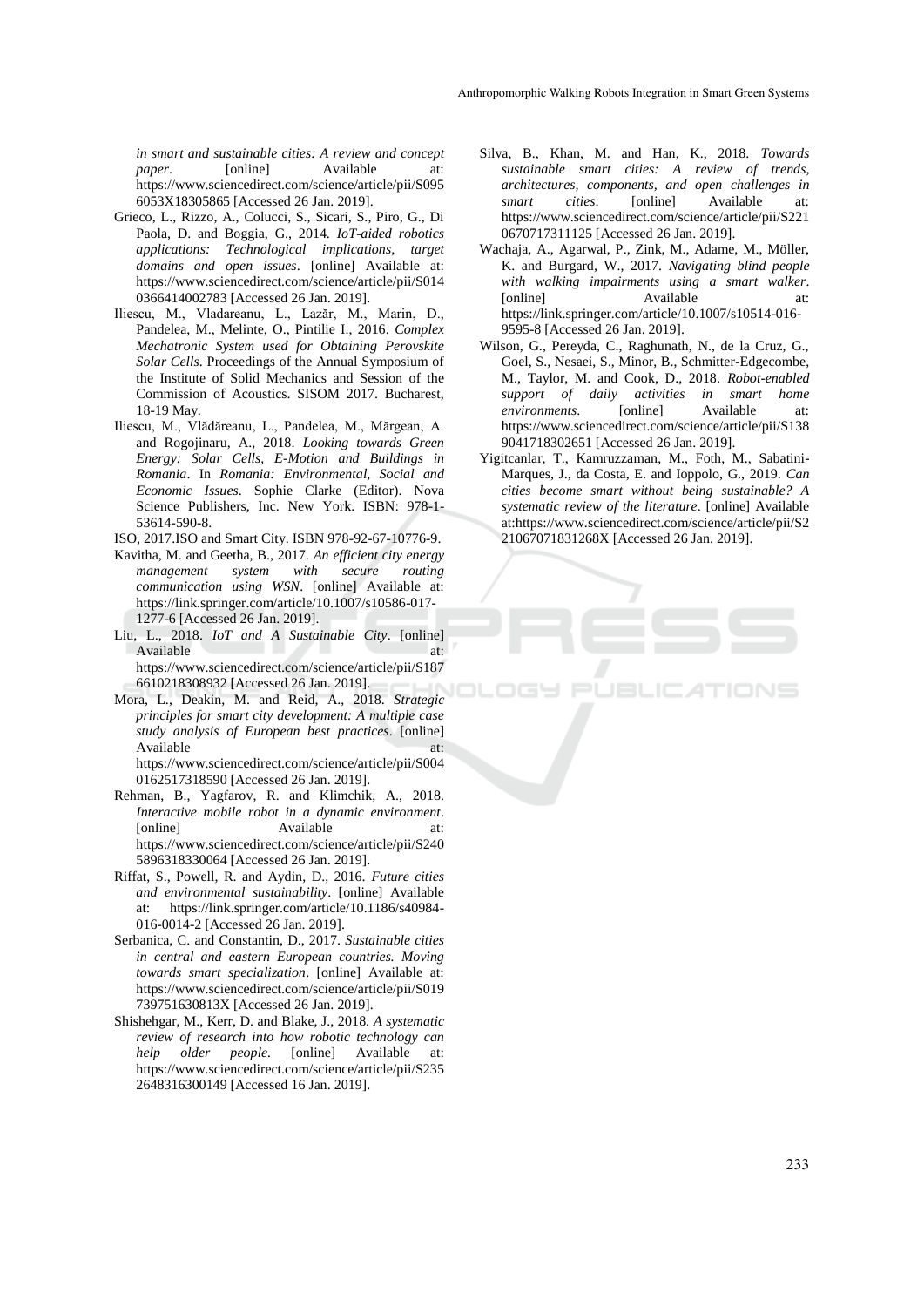*in smart and sustainable cities: A review and concept paper*. [online] Available at: https://www.sciencedirect.com/science/article/pii/S0956053X18305865 [Accessed 26 Jan. 2019].

Grieco, L., Rizzo, A., Colucci, S., Sicari, S., Piro, G., Di Paola, D. and Boggia, G., 2014. *IoT-aided robotics applications: Technological implications, target domains and open issues*. [online] Available at: https://www.sciencedirect.com/science/article/pii/S0140366414002783 [Accessed 26 Jan. 2019].

Iliescu, M., Vladareanu, L., Lazăr, M., Marin, D., Pandelea, M., Melinte, O., Pintilie I., 2016. *Complex Mechatronic System used for Obtaining Perovskite Solar Cells*. Proceedings of the Annual Symposium of the Institute of Solid Mechanics and Session of the Commission of Acoustics. SISOM 2017. Bucharest, 18-19 May.

Iliescu, M., Vlădăreanu, L., Pandelea, M., Mărgean, A. and Rogojinaru, A., 2018. *Looking towards Green Energy: Solar Cells, E-Motion and Buildings in Romania*. In *Romania: Environmental, Social and Economic Issues*. Sophie Clarke (Editor). Nova Science Publishers, Inc. New York. ISBN: 978-1-53614-590-8.

ISO, 2017.ISO and Smart City. ISBN 978-92-67-10776-9.

Kavitha, M. and Geetha, B., 2017. *An efficient city energy management system with secure routing communication using WSN*. [online] Available at: https://link.springer.com/article/10.1007/s10586-017-1277-6 [Accessed 26 Jan. 2019].

Liu, L., 2018. *IoT and A Sustainable City*. [online] Available at: https://www.sciencedirect.com/science/article/pii/S1876610218308932 [Accessed 26 Jan. 2019].

Mora, L., Deakin, M. and Reid, A., 2018. *Strategic principles for smart city development: A multiple case study analysis of European best practices*. [online] Available at: https://www.sciencedirect.com/science/article/pii/S0040162517318590 [Accessed 26 Jan. 2019].

Rehman, B., Yagfarov, R. and Klimchik, A., 2018. *Interactive mobile robot in a dynamic environment*. [online] Available at: https://www.sciencedirect.com/science/article/pii/S2405896318330064 [Accessed 26 Jan. 2019].

Riffat, S., Powell, R. and Aydin, D., 2016. *Future cities and environmental sustainability*. [online] Available at: https://link.springer.com/article/10.1186/s40984-016-0014-2 [Accessed 26 Jan. 2019].

Serbanica, C. and Constantin, D., 2017. *Sustainable cities in central and eastern European countries. Moving towards smart specialization*. [online] Available at: https://www.sciencedirect.com/science/article/pii/S019739751630813X [Accessed 26 Jan. 2019].

Shishehgar, M., Kerr, D. and Blake, J., 2018. *A systematic review of research into how robotic technology can help older people*. [online] Available at: https://www.sciencedirect.com/science/article/pii/S2352648316300149 [Accessed 16 Jan. 2019].

Silva, B., Khan, M. and Han, K., 2018. *Towards sustainable smart cities: A review of trends, architectures, components, and open challenges in smart cities*. [online] Available at: https://www.sciencedirect.com/science/article/pii/S2210670717311125 [Accessed 26 Jan. 2019].

Wachaja, A., Agarwal, P., Zink, M., Adame, M., Möller, K. and Burgard, W., 2017. *Navigating blind people with walking impairments using a smart walker*. [online] Available at: https://link.springer.com/article/10.1007/s10514-016-9595-8 [Accessed 26 Jan. 2019].

Wilson, G., Pereyda, C., Raghunath, N., de la Cruz, G., Goel, S., Nesaei, S., Minor, B., Schmitter-Edgecombe, M., Taylor, M. and Cook, D., 2018. *Robot-enabled support of daily activities in smart home environments*. [online] Available at: https://www.sciencedirect.com/science/article/pii/S1389041718302651 [Accessed 26 Jan. 2019].

Yigitcanlar, T., Kamruzzaman, M., Foth, M., Sabatini-Marques, J., da Costa, E. and Ioppolo, G., 2019. *Can cities become smart without being sustainable? A systematic review of the literature*. [online] Available at:https://www.sciencedirect.com/science/article/pii/S221067071831268X [Accessed 26 Jan. 2019].